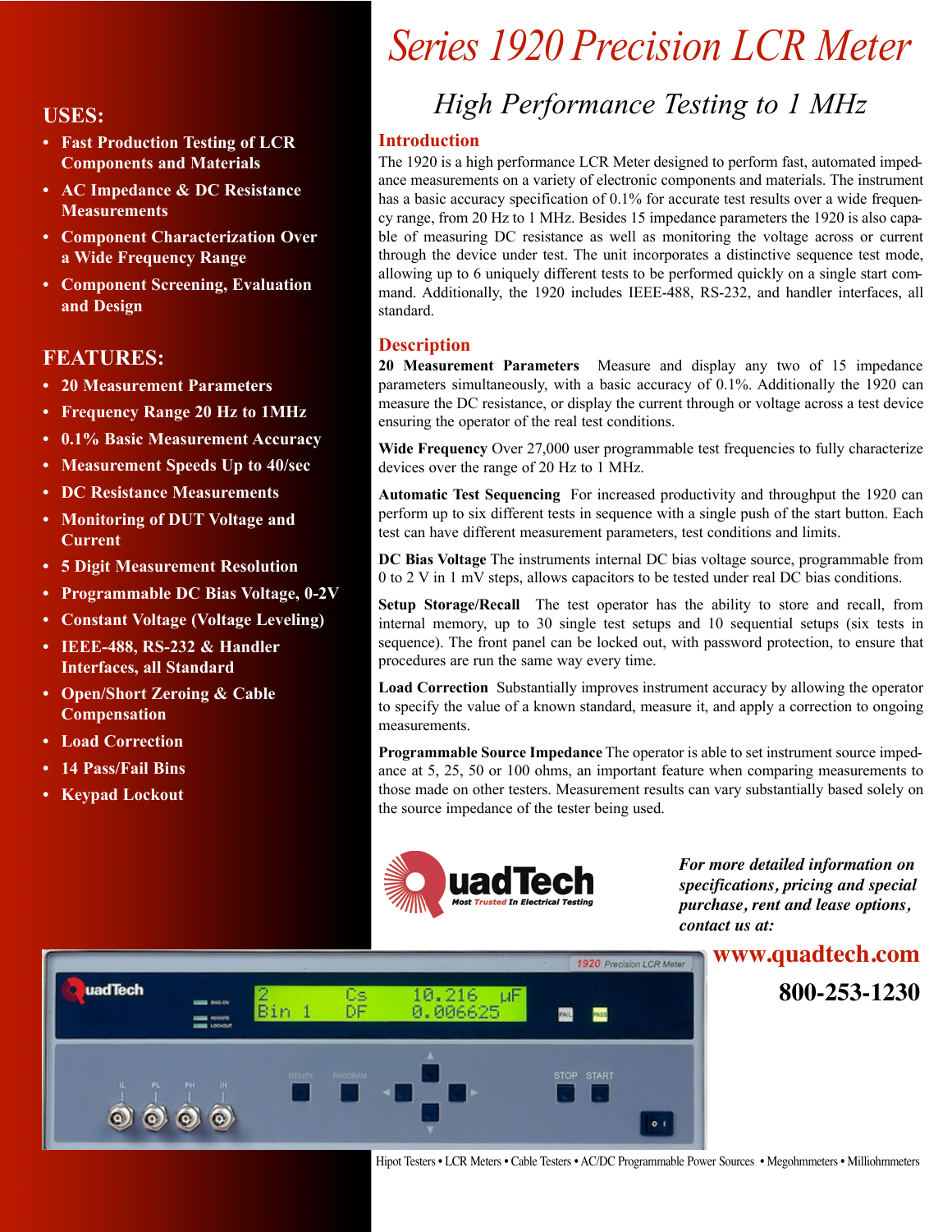# Series 1920 Precision LCR Meter

## High Performance Testing to 1 MHz

### USES:

- Fast Production Testing of LCR Components and Materials
- AC Impedance & DC Resistance Measurements
- Component Characterization Over a Wide Frequency Range
- Component Screening, Evaluation and Design

### FEATURES:

- 20 Measurement Parameters
- Frequency Range 20 Hz to 1MHz
- 0.1% Basic Measurement Accuracy
- Measurement Speeds Up to 40/sec
- DC Resistance Measurements
- Monitoring of DUT Voltage and Current
- 5 Digit Measurement Resolution
- Programmable DC Bias Voltage, 0-2V
- Constant Voltage (Voltage Leveling)
- IEEE-488, RS-232 & Handler Interfaces, all Standard
- Open/Short Zeroing & Cable Compensation
- Load Correction
- 14 Pass/Fail Bins
- Keypad Lockout

### Introduction

The 1920 is a high performance LCR Meter designed to perform fast, automated impedance measurements on a variety of electronic components and materials. The instrument has a basic accuracy specification of 0.1% for accurate test results over a wide frequency range, from 20 Hz to 1 MHz. Besides 15 impedance parameters the 1920 is also capable of measuring DC resistance as well as monitoring the voltage across or current through the device under test. The unit incorporates a distinctive sequence test mode, allowing up to 6 uniquely different tests to be performed quickly on a single start command. Additionally, the 1920 includes IEEE-488, RS-232, and handler interfaces, all standard.

### Description

**20 Measurement Parameters** Measure and display any two of 15 impedance parameters simultaneously, with a basic accuracy of 0.1%. Additionally the 1920 can measure the DC resistance, or display the current through or voltage across a test device ensuring the operator of the real test conditions.

**Wide Frequency** Over 27,000 user programmable test frequencies to fully characterize devices over the range of 20 Hz to 1 MHz.

**Automatic Test Sequencing** For increased productivity and throughput the 1920 can perform up to six different tests in sequence with a single push of the start button. Each test can have different measurement parameters, test conditions and limits.

**DC Bias Voltage** The instruments internal DC bias voltage source, programmable from 0 to 2 V in 1 mV steps, allows capacitors to be tested under real DC bias conditions.

**Setup Storage/Recall** The test operator has the ability to store and recall, from internal memory, up to 30 single test setups and 10 sequential setups (six tests in sequence). The front panel can be locked out, with password protection, to ensure that procedures are run the same way every time.

**Load Correction** Substantially improves instrument accuracy by allowing the operator to specify the value of a known standard, measure it, and apply a correction to ongoing measurements.

**Programmable Source Impedance** The operator is able to set instrument source impedance at 5, 25, 50 or 100 ohms, an important feature when comparing measurements to those made on other testers. Measurement results can vary substantially based solely on the source impedance of the tester being used.

QuadTech — Most Trusted In Electrical Testing

***For more detailed information on specifications, pricing and special purchase, rent and lease options, contact us at:***

**www.quadtech.com**

**800-253-1230**

Hipot Testers • LCR Meters • Cable Testers • AC/DC Programmable Power Sources • Megohmmeters • Milliohmmeters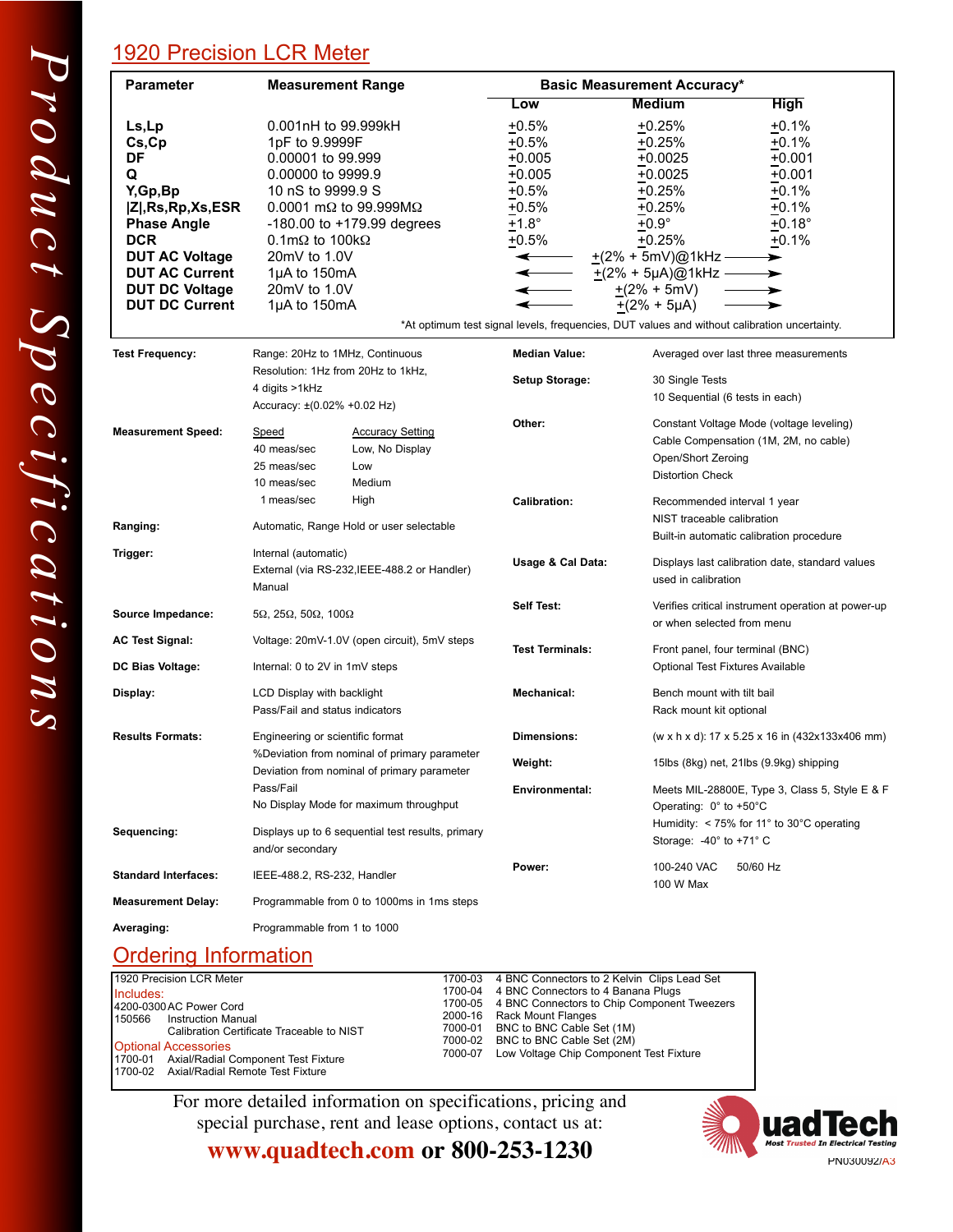# 1920 Precision LCR Meter

| Parameter | Measurement Range | Basic Measurement Accuracy* Low | Medium | High |
|---|---|---|---|---|
| Ls,Lp | 0.001nH to 99.999kH | ±0.5% | ±0.25% | ±0.1% |
| Cs,Cp | 1pF to 9.9999F | ±0.5% | ±0.25% | ±0.1% |
| DF | 0.00001 to 99.999 | ±0.005 | ±0.0025 | ±0.001 |
| Q | 0.00000 to 9999.9 | ±0.005 | ±0.0025 | ±0.001 |
| Y,Gp,Bp | 10 nS to 9999.9 S | ±0.5% | ±0.25% | ±0.1% |
| \|Z\|,Rs,Rp,Xs,ESR | 0.0001 mΩ to 99.999MΩ | ±0.5% | ±0.25% | ±0.1% |
| Phase Angle | -180.00 to +179.99 degrees | ±1.8° | ±0.9° | ±0.18° |
| DCR | 0.1mΩ to 100kΩ | ±0.5% | ±0.25% | ±0.1% |
| DUT AC Voltage | 20mV to 1.0V | ← | ±(2% + 5mV)@1kHz | → |
| DUT AC Current | 1μA to 150mA | ← | ±(2% + 5μA)@1kHz | → |
| DUT DC Voltage | 20mV to 1.0V | ← | ±(2% + 5mV) | → |
| DUT DC Current | 1μA to 150mA | ← | ±(2% + 5μA) | → |

*At optimum test signal levels, frequencies, DUT values and without calibration uncertainty.

**Test Frequency:** Range: 20Hz to 1MHz, Continuous
Resolution: 1Hz from 20Hz to 1kHz,
4 digits >1kHz
Accuracy: ±(0.02% +0.02 Hz)

**Measurement Speed:**

| Speed | Accuracy Setting |
|---|---|
| 40 meas/sec | Low, No Display |
| 25 meas/sec | Low |
| 10 meas/sec | Medium |
| 1 meas/sec | High |

**Ranging:** Automatic, Range Hold or user selectable

**Trigger:** Internal (automatic)
External (via RS-232,IEEE-488.2 or Handler)
Manual

**Source Impedance:** 5Ω, 25Ω, 50Ω, 100Ω

**AC Test Signal:** Voltage: 20mV-1.0V (open circuit), 5mV steps

**DC Bias Voltage:** Internal: 0 to 2V in 1mV steps

**Display:** LCD Display with backlight
Pass/Fail and status indicators

**Results Formats:** Engineering or scientific format
%Deviation from nominal of primary parameter
Deviation from nominal of primary parameter
Pass/Fail
No Display Mode for maximum throughput

**Sequencing:** Displays up to 6 sequential test results, primary and/or secondary

**Standard Interfaces:** IEEE-488.2, RS-232, Handler

**Measurement Delay:** Programmable from 0 to 1000ms in 1ms steps

**Averaging:** Programmable from 1 to 1000

**Median Value:** Averaged over last three measurements

**Setup Storage:** 30 Single Tests
10 Sequential (6 tests in each)

**Other:** Constant Voltage Mode (voltage leveling)
Cable Compensation (1M, 2M, no cable)
Open/Short Zeroing
Distortion Check

**Calibration:** Recommended interval 1 year
NIST traceable calibration
Built-in automatic calibration procedure

**Usage & Cal Data:** Displays last calibration date, standard values used in calibration

**Self Test:** Verifies critical instrument operation at power-up or when selected from menu

**Test Terminals:** Front panel, four terminal (BNC)
Optional Test Fixtures Available

**Mechanical:** Bench mount with tilt bail
Rack mount kit optional

**Dimensions:** (w x h x d): 17 x 5.25 x 16 in (432x133x406 mm)

**Weight:** 15lbs (8kg) net, 21lbs (9.9kg) shipping

**Environmental:** Meets MIL-28800E, Type 3, Class 5, Style E & F
Operating: 0° to +50°C
Humidity: < 75% for 11° to 30°C operating
Storage: -40° to +71° C

**Power:** 100-240 VAC 50/60 Hz
100 W Max

## Ordering Information

1920 Precision LCR Meter

Includes:

| | |
|---|---|
| 4200-0300 | AC Power Cord |
| 150566 | Instruction Manual |
| | Calibration Certificate Traceable to NIST |

Optional Accessories

| | |
|---|---|
| 1700-01 | Axial/Radial Component Test Fixture |
| 1700-02 | Axial/Radial Remote Test Fixture |
| 1700-03 | 4 BNC Connectors to 2 Kelvin Clips Lead Set |
| 1700-04 | 4 BNC Connectors to 4 Banana Plugs |
| 1700-05 | 4 BNC Connectors to Chip Component Tweezers |
| 2000-16 | Rack Mount Flanges |
| 7000-01 | BNC to BNC Cable Set (1M) |
| 7000-02 | BNC to BNC Cable Set (2M) |
| 7000-07 | Low Voltage Chip Component Test Fixture |

For more detailed information on specifications, pricing and special purchase, rent and lease options, contact us at:

**www.quadtech.com or 800-253-1230**

QuadTech — Most Trusted In Electrical Testing

PN030092/A3